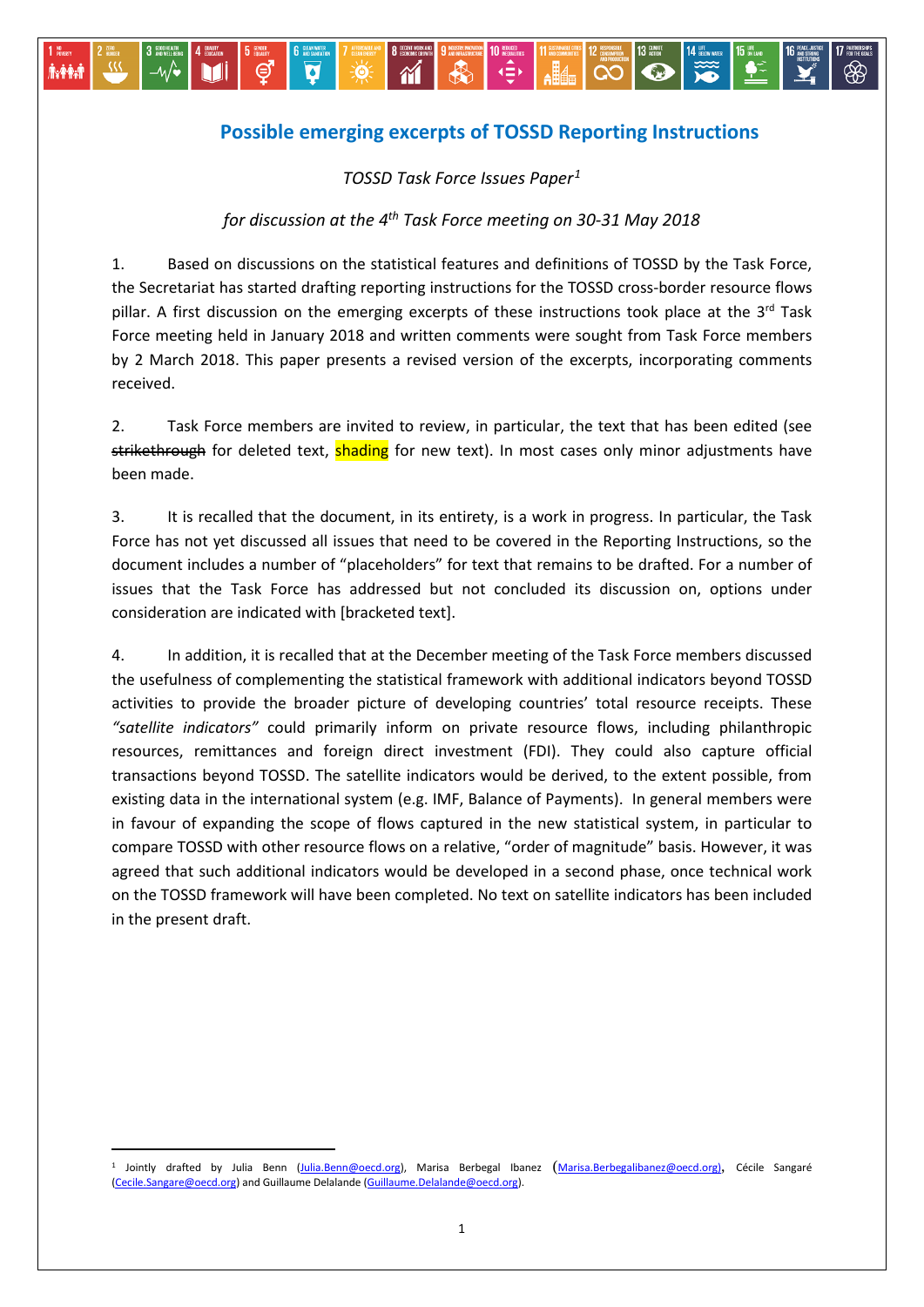# Possible emerging excerpts of TOSSD Reporting Instructions

*TOSSD Task Force Issues Paper*[1]

*for discussion at the 4th Task Force meeting on 30-31 May 2018*

1. Based on discussions on the statistical features and definitions of TOSSD by the Task Force, the Secretariat has started drafting reporting instructions for the TOSSD cross-border resource flows pillar. A first discussion on the emerging excerpts of these instructions took place at the 3rd Task Force meeting held in January 2018 and written comments were sought from Task Force members by 2 March 2018. This paper presents a revised version of the excerpts, incorporating comments received.

2. Task Force members are invited to review, in particular, the text that has been edited (see ~~strikethrough~~ for deleted text, shading for new text). In most cases only minor adjustments have been made.

3. It is recalled that the document, in its entirety, is a work in progress. In particular, the Task Force has not yet discussed all issues that need to be covered in the Reporting Instructions, so the document includes a number of "placeholders" for text that remains to be drafted. For a number of issues that the Task Force has addressed but not concluded its discussion on, options under consideration are indicated with [bracketed text].

4. In addition, it is recalled that at the December meeting of the Task Force members discussed the usefulness of complementing the statistical framework with additional indicators beyond TOSSD activities to provide the broader picture of developing countries' total resource receipts. These *"satellite indicators"* could primarily inform on private resource flows, including philanthropic resources, remittances and foreign direct investment (FDI). They could also capture official transactions beyond TOSSD. The satellite indicators would be derived, to the extent possible, from existing data in the international system (e.g. IMF, Balance of Payments). In general members were in favour of expanding the scope of flows captured in the new statistical system, in particular to compare TOSSD with other resource flows on a relative, "order of magnitude" basis. However, it was agreed that such additional indicators would be developed in a second phase, once technical work on the TOSSD framework will have been completed. No text on satellite indicators has been included in the present draft.

[1] Jointly drafted by Julia Benn (Julia.Benn@oecd.org), Marisa Berbegal Ibanez (Marisa.Berbegalibanez@oecd.org), Cécile Sangaré (Cecile.Sangare@oecd.org) and Guillaume Delalande (Guillaume.Delalande@oecd.org).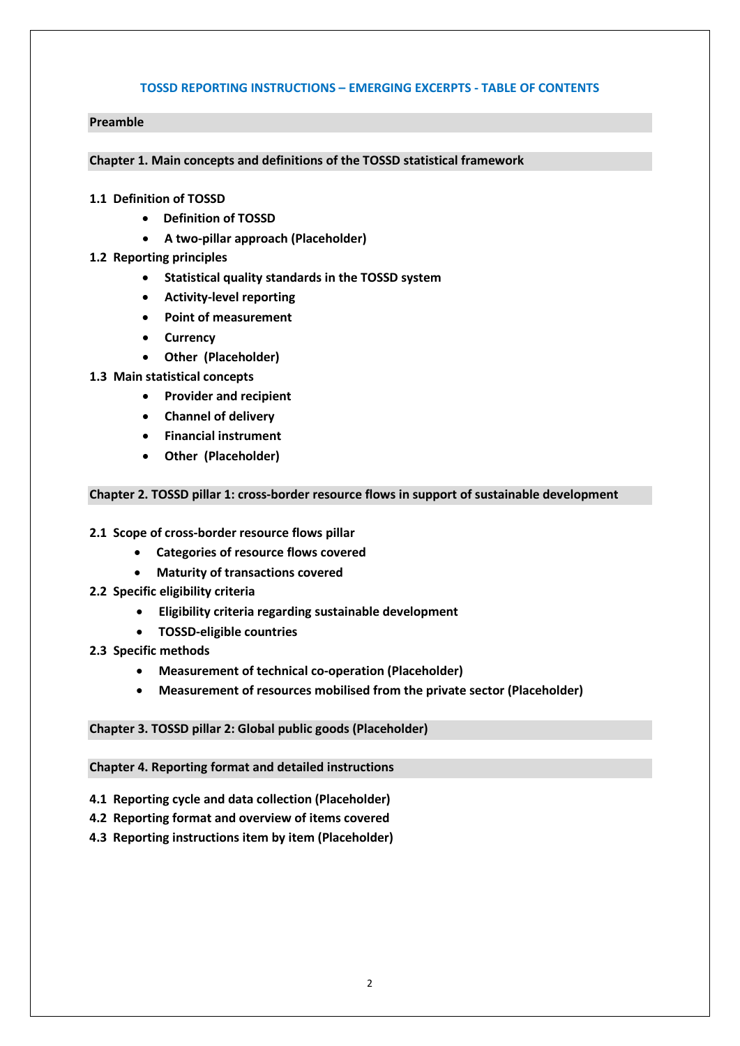# TOSSD REPORTING INSTRUCTIONS – EMERGING EXCERPTS - TABLE OF CONTENTS

**Preamble**

**Chapter 1. Main concepts and definitions of the TOSSD statistical framework**

**1.1 Definition of TOSSD**

- **Definition of TOSSD**
- **A two-pillar approach (Placeholder)**

**1.2 Reporting principles**

- **Statistical quality standards in the TOSSD system**
- **Activity-level reporting**
- **Point of measurement**
- **Currency**
- **Other (Placeholder)**

**1.3 Main statistical concepts**

- **Provider and recipient**
- **Channel of delivery**
- **Financial instrument**
- **Other (Placeholder)**

**Chapter 2. TOSSD pillar 1: cross-border resource flows in support of sustainable development**

**2.1 Scope of cross-border resource flows pillar**

- **Categories of resource flows covered**
- **Maturity of transactions covered**

**2.2 Specific eligibility criteria**

- **Eligibility criteria regarding sustainable development**
- **TOSSD-eligible countries**

**2.3 Specific methods**

- **Measurement of technical co-operation (Placeholder)**
- **Measurement of resources mobilised from the private sector (Placeholder)**

**Chapter 3. TOSSD pillar 2: Global public goods (Placeholder)**

**Chapter 4. Reporting format and detailed instructions**

**4.1 Reporting cycle and data collection (Placeholder)**

**4.2 Reporting format and overview of items covered**

**4.3 Reporting instructions item by item (Placeholder)**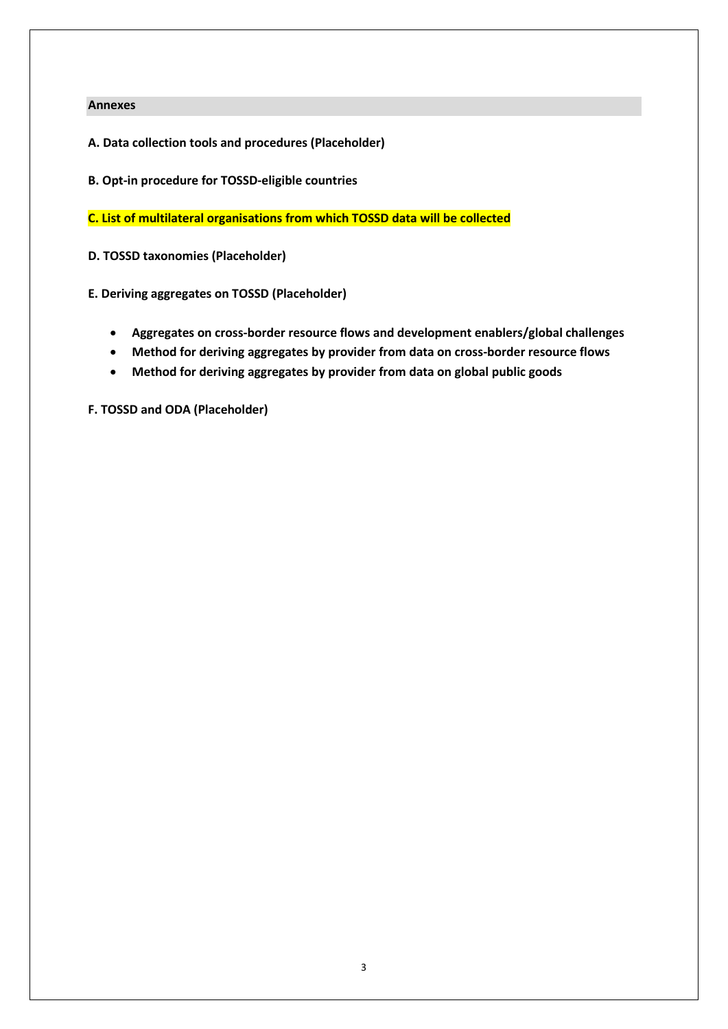## Annexes

**A. Data collection tools and procedures (Placeholder)**

**B. Opt-in procedure for TOSSD-eligible countries**

**C. List of multilateral organisations from which TOSSD data will be collected**

**D. TOSSD taxonomies (Placeholder)**

**E. Deriving aggregates on TOSSD (Placeholder)**

- **Aggregates on cross-border resource flows and development enablers/global challenges**
- **Method for deriving aggregates by provider from data on cross-border resource flows**
- **Method for deriving aggregates by provider from data on global public goods**

**F. TOSSD and ODA (Placeholder)**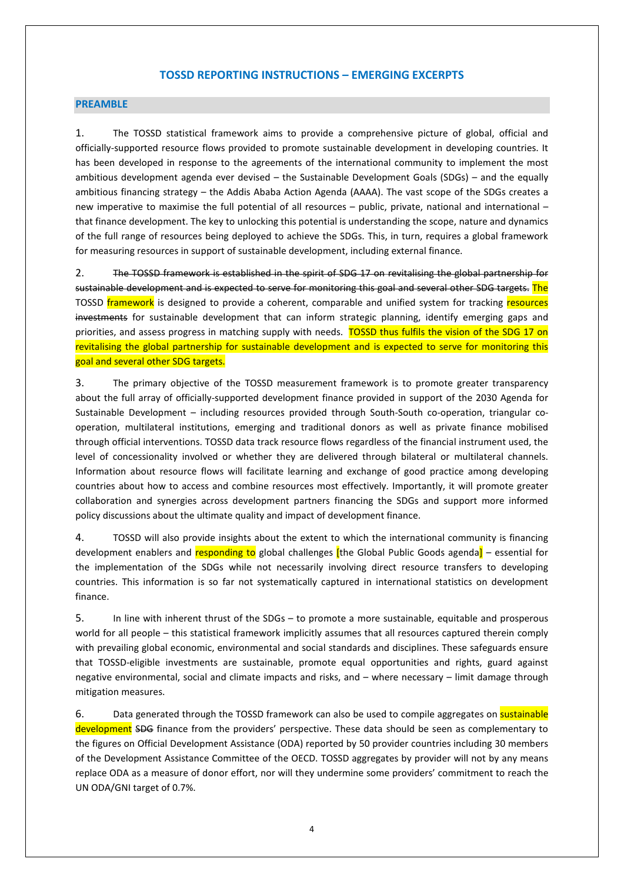# TOSSD REPORTING INSTRUCTIONS – EMERGING EXCERPTS

## PREAMBLE

1. The TOSSD statistical framework aims to provide a comprehensive picture of global, official and officially-supported resource flows provided to promote sustainable development in developing countries. It has been developed in response to the agreements of the international community to implement the most ambitious development agenda ever devised – the Sustainable Development Goals (SDGs) – and the equally ambitious financing strategy – the Addis Ababa Action Agenda (AAAA). The vast scope of the SDGs creates a new imperative to maximise the full potential of all resources – public, private, national and international – that finance development. The key to unlocking this potential is understanding the scope, nature and dynamics of the full range of resources being deployed to achieve the SDGs. This, in turn, requires a global framework for measuring resources in support of sustainable development, including external finance.

2. ~~The TOSSD framework is established in the spirit of SDG 17 on revitalising the global partnership for sustainable development and is expected to serve for monitoring this goal and several other SDG targets.~~ The TOSSD framework is designed to provide a coherent, comparable and unified system for tracking resources ~~investments~~ for sustainable development that can inform strategic planning, identify emerging gaps and priorities, and assess progress in matching supply with needs. TOSSD thus fulfils the vision of the SDG 17 on revitalising the global partnership for sustainable development and is expected to serve for monitoring this goal and several other SDG targets.

3. The primary objective of the TOSSD measurement framework is to promote greater transparency about the full array of officially-supported development finance provided in support of the 2030 Agenda for Sustainable Development – including resources provided through South-South co-operation, triangular co-operation, multilateral institutions, emerging and traditional donors as well as private finance mobilised through official interventions. TOSSD data track resource flows regardless of the financial instrument used, the level of concessionality involved or whether they are delivered through bilateral or multilateral channels. Information about resource flows will facilitate learning and exchange of good practice among developing countries about how to access and combine resources most effectively. Importantly, it will promote greater collaboration and synergies across development partners financing the SDGs and support more informed policy discussions about the ultimate quality and impact of development finance.

4. TOSSD will also provide insights about the extent to which the international community is financing development enablers and responding to global challenges [the Global Public Goods agenda] – essential for the implementation of the SDGs while not necessarily involving direct resource transfers to developing countries. This information is so far not systematically captured in international statistics on development finance.

5. In line with inherent thrust of the SDGs – to promote a more sustainable, equitable and prosperous world for all people – this statistical framework implicitly assumes that all resources captured therein comply with prevailing global economic, environmental and social standards and disciplines. These safeguards ensure that TOSSD-eligible investments are sustainable, promote equal opportunities and rights, guard against negative environmental, social and climate impacts and risks, and – where necessary – limit damage through mitigation measures.

6. Data generated through the TOSSD framework can also be used to compile aggregates on sustainable development ~~SDG~~ finance from the providers' perspective. These data should be seen as complementary to the figures on Official Development Assistance (ODA) reported by 50 provider countries including 30 members of the Development Assistance Committee of the OECD. TOSSD aggregates by provider will not by any means replace ODA as a measure of donor effort, nor will they undermine some providers' commitment to reach the UN ODA/GNI target of 0.7%.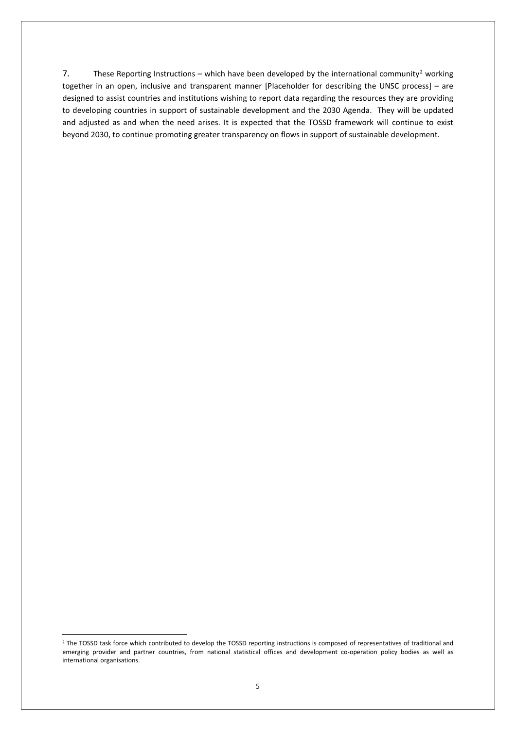7. These Reporting Instructions – which have been developed by the international community[2] working together in an open, inclusive and transparent manner [Placeholder for describing the UNSC process] – are designed to assist countries and institutions wishing to report data regarding the resources they are providing to developing countries in support of sustainable development and the 2030 Agenda. They will be updated and adjusted as and when the need arises. It is expected that the TOSSD framework will continue to exist beyond 2030, to continue promoting greater transparency on flows in support of sustainable development.

[2] The TOSSD task force which contributed to develop the TOSSD reporting instructions is composed of representatives of traditional and emerging provider and partner countries, from national statistical offices and development co-operation policy bodies as well as international organisations.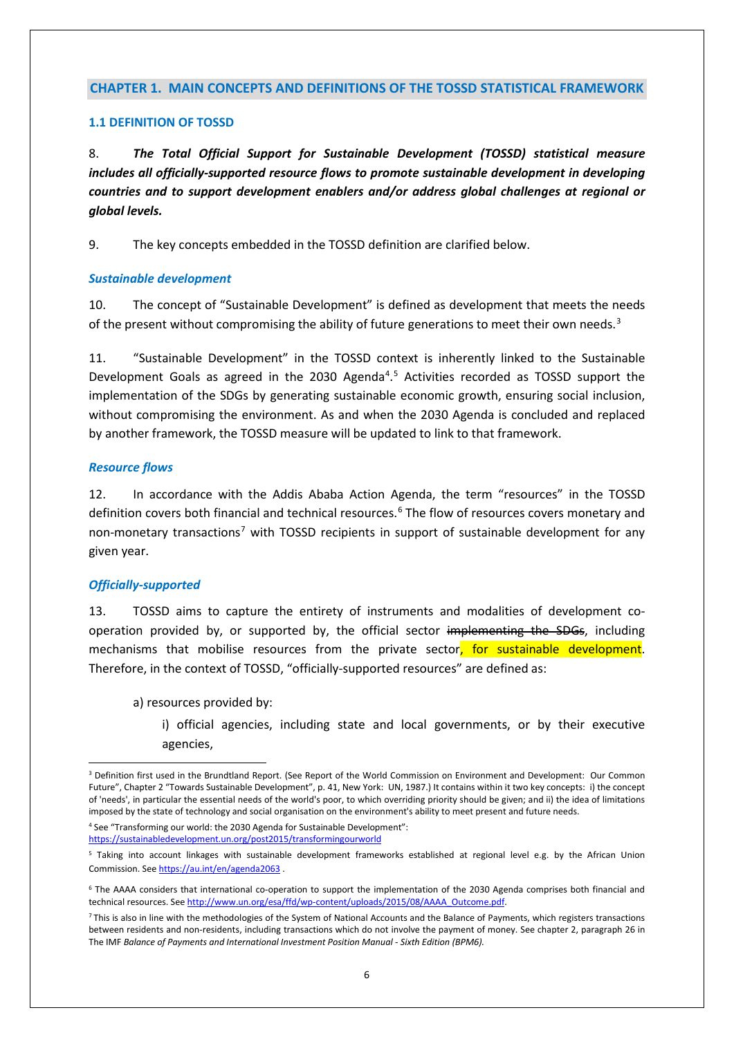## CHAPTER 1. MAIN CONCEPTS AND DEFINITIONS OF THE TOSSD STATISTICAL FRAMEWORK

### 1.1 DEFINITION OF TOSSD

8. ***The Total Official Support for Sustainable Development (TOSSD) statistical measure includes all officially-supported resource flows to promote sustainable development in developing countries and to support development enablers and/or address global challenges at regional or global levels.***

9. The key concepts embedded in the TOSSD definition are clarified below.

#### *Sustainable development*

10. The concept of "Sustainable Development" is defined as development that meets the needs of the present without compromising the ability of future generations to meet their own needs.[3]

11. "Sustainable Development" in the TOSSD context is inherently linked to the Sustainable Development Goals as agreed in the 2030 Agenda[4].[5] Activities recorded as TOSSD support the implementation of the SDGs by generating sustainable economic growth, ensuring social inclusion, without compromising the environment. As and when the 2030 Agenda is concluded and replaced by another framework, the TOSSD measure will be updated to link to that framework.

#### *Resource flows*

12. In accordance with the Addis Ababa Action Agenda, the term "resources" in the TOSSD definition covers both financial and technical resources.[6] The flow of resources covers monetary and non-monetary transactions[7] with TOSSD recipients in support of sustainable development for any given year.

#### *Officially-supported*

13. TOSSD aims to capture the entirety of instruments and modalities of development co-operation provided by, or supported by, the official sector ~~implementing the SDGs~~, including mechanisms that mobilise resources from the private sector, for sustainable development. Therefore, in the context of TOSSD, "officially-supported resources" are defined as:

a) resources provided by:

i) official agencies, including state and local governments, or by their executive agencies,

---

[3] Definition first used in the Brundtland Report. (See Report of the World Commission on Environment and Development: Our Common Future", Chapter 2 "Towards Sustainable Development", p. 41, New York: UN, 1987.) It contains within it two key concepts: i) the concept of 'needs', in particular the essential needs of the world's poor, to which overriding priority should be given; and ii) the idea of limitations imposed by the state of technology and social organisation on the environment's ability to meet present and future needs.

[4] See "Transforming our world: the 2030 Agenda for Sustainable Development": https://sustainabledevelopment.un.org/post2015/transformingourworld

[5] Taking into account linkages with sustainable development frameworks established at regional level e.g. by the African Union Commission. See https://au.int/en/agenda2063 .

[6] The AAAA considers that international co-operation to support the implementation of the 2030 Agenda comprises both financial and technical resources. See http://www.un.org/esa/ffd/wp-content/uploads/2015/08/AAAA_Outcome.pdf.

[7] This is also in line with the methodologies of the System of National Accounts and the Balance of Payments, which registers transactions between residents and non-residents, including transactions which do not involve the payment of money. See chapter 2, paragraph 26 in The IMF *Balance of Payments and International Investment Position Manual - Sixth Edition (BPM6).*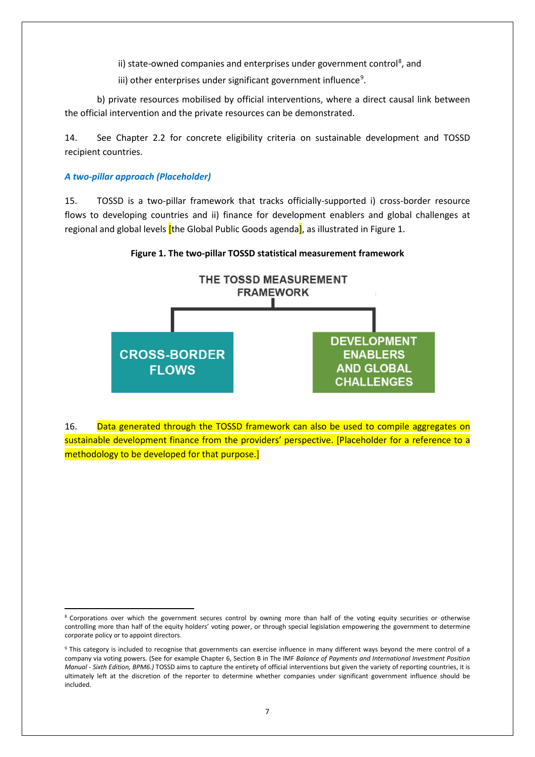ii) state-owned companies and enterprises under government control[8], and

iii) other enterprises under significant government influence[9].

b) private resources mobilised by official interventions, where a direct causal link between the official intervention and the private resources can be demonstrated.

14. See Chapter 2.2 for concrete eligibility criteria on sustainable development and TOSSD recipient countries.

### *A two-pillar approach (Placeholder)*

15. TOSSD is a two-pillar framework that tracks officially-supported i) cross-border resource flows to developing countries and ii) finance for development enablers and global challenges at regional and global levels [the Global Public Goods agenda], as illustrated in Figure 1.

**Figure 1. The two-pillar TOSSD statistical measurement framework**

THE TOSSD MEASUREMENT FRAMEWORK

- CROSS-BORDER FLOWS
- DEVELOPMENT ENABLERS AND GLOBAL CHALLENGES

16. Data generated through the TOSSD framework can also be used to compile aggregates on sustainable development finance from the providers' perspective. [Placeholder for a reference to a methodology to be developed for that purpose.]

---

[8] Corporations over which the government secures control by owning more than half of the voting equity securities or otherwise controlling more than half of the equity holders' voting power, or through special legislation empowering the government to determine corporate policy or to appoint directors.

[9] This category is included to recognise that governments can exercise influence in many different ways beyond the mere control of a company via voting powers. (See for example Chapter 6, Section B in The IMF *Balance of Payments and International Investment Position Manual - Sixth Edition, BPM6.)* TOSSD aims to capture the entirety of official interventions but given the variety of reporting countries, it is ultimately left at the discretion of the reporter to determine whether companies under significant government influence should be included.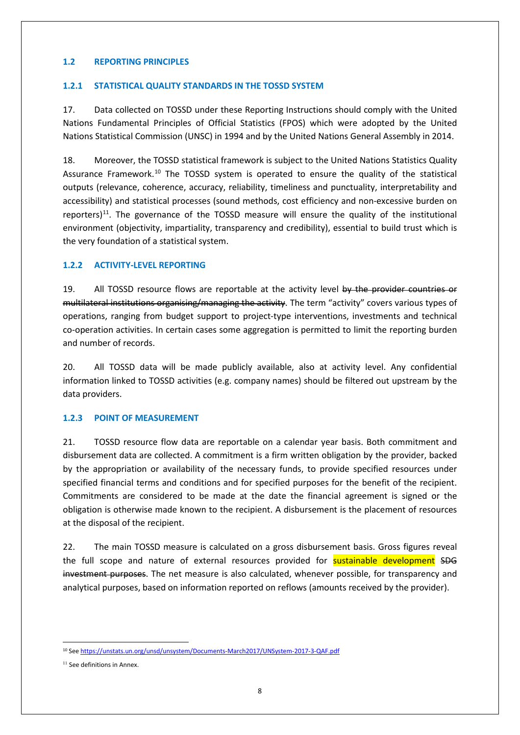### 1.2 REPORTING PRINCIPLES

#### 1.2.1 STATISTICAL QUALITY STANDARDS IN THE TOSSD SYSTEM

17. Data collected on TOSSD under these Reporting Instructions should comply with the United Nations Fundamental Principles of Official Statistics (FPOS) which were adopted by the United Nations Statistical Commission (UNSC) in 1994 and by the United Nations General Assembly in 2014.

18. Moreover, the TOSSD statistical framework is subject to the United Nations Statistics Quality Assurance Framework.[10] The TOSSD system is operated to ensure the quality of the statistical outputs (relevance, coherence, accuracy, reliability, timeliness and punctuality, interpretability and accessibility) and statistical processes (sound methods, cost efficiency and non-excessive burden on reporters)[11]. The governance of the TOSSD measure will ensure the quality of the institutional environment (objectivity, impartiality, transparency and credibility), essential to build trust which is the very foundation of a statistical system.

#### 1.2.2 ACTIVITY-LEVEL REPORTING

19. All TOSSD resource flows are reportable at the activity level ~~by the provider countries or multilateral institutions organising/managing the activity~~. The term "activity" covers various types of operations, ranging from budget support to project-type interventions, investments and technical co-operation activities. In certain cases some aggregation is permitted to limit the reporting burden and number of records.

20. All TOSSD data will be made publicly available, also at activity level. Any confidential information linked to TOSSD activities (e.g. company names) should be filtered out upstream by the data providers.

#### 1.2.3 POINT OF MEASUREMENT

21. TOSSD resource flow data are reportable on a calendar year basis. Both commitment and disbursement data are collected. A commitment is a firm written obligation by the provider, backed by the appropriation or availability of the necessary funds, to provide specified resources under specified financial terms and conditions and for specified purposes for the benefit of the recipient. Commitments are considered to be made at the date the financial agreement is signed or the obligation is otherwise made known to the recipient. A disbursement is the placement of resources at the disposal of the recipient.

22. The main TOSSD measure is calculated on a gross disbursement basis. Gross figures reveal the full scope and nature of external resources provided for sustainable development ~~SDG investment purposes~~. The net measure is also calculated, whenever possible, for transparency and analytical purposes, based on information reported on reflows (amounts received by the provider).

---

[10] See https://unstats.un.org/unsd/unsystem/Documents-March2017/UNSystem-2017-3-QAF.pdf

[11] See definitions in Annex.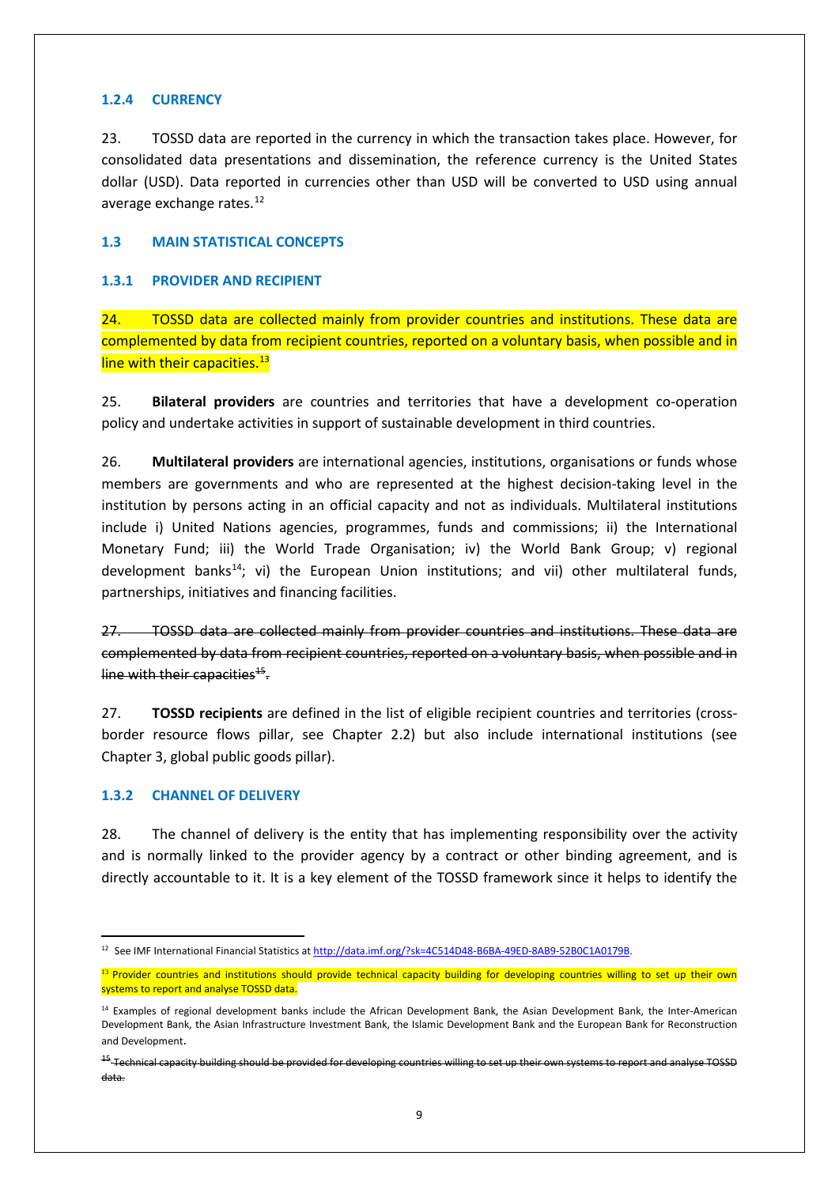### 1.2.4 CURRENCY

23. TOSSD data are reported in the currency in which the transaction takes place. However, for consolidated data presentations and dissemination, the reference currency is the United States dollar (USD). Data reported in currencies other than USD will be converted to USD using annual average exchange rates.[12]

### 1.3 MAIN STATISTICAL CONCEPTS

### 1.3.1 PROVIDER AND RECIPIENT

24. TOSSD data are collected mainly from provider countries and institutions. These data are complemented by data from recipient countries, reported on a voluntary basis, when possible and in line with their capacities.[13]

25. **Bilateral providers** are countries and territories that have a development co-operation policy and undertake activities in support of sustainable development in third countries.

26. **Multilateral providers** are international agencies, institutions, organisations or funds whose members are governments and who are represented at the highest decision-taking level in the institution by persons acting in an official capacity and not as individuals. Multilateral institutions include i) United Nations agencies, programmes, funds and commissions; ii) the International Monetary Fund; iii) the World Trade Organisation; iv) the World Bank Group; v) regional development banks[14]; vi) the European Union institutions; and vii) other multilateral funds, partnerships, initiatives and financing facilities.

~~27. TOSSD data are collected mainly from provider countries and institutions. These data are complemented by data from recipient countries, reported on a voluntary basis, when possible and in line with their capacities[15].~~

27. **TOSSD recipients** are defined in the list of eligible recipient countries and territories (cross-border resource flows pillar, see Chapter 2.2) but also include international institutions (see Chapter 3, global public goods pillar).

### 1.3.2 CHANNEL OF DELIVERY

28. The channel of delivery is the entity that has implementing responsibility over the activity and is normally linked to the provider agency by a contract or other binding agreement, and is directly accountable to it. It is a key element of the TOSSD framework since it helps to identify the

---

[12] See IMF International Financial Statistics at http://data.imf.org/?sk=4C514D48-B6BA-49ED-8AB9-52B0C1A0179B.

[13] Provider countries and institutions should provide technical capacity building for developing countries willing to set up their own systems to report and analyse TOSSD data.

[14] Examples of regional development banks include the African Development Bank, the Asian Development Bank, the Inter-American Development Bank, the Asian Infrastructure Investment Bank, the Islamic Development Bank and the European Bank for Reconstruction and Development.

~~[15] Technical capacity building should be provided for developing countries willing to set up their own systems to report and analyse TOSSD data.~~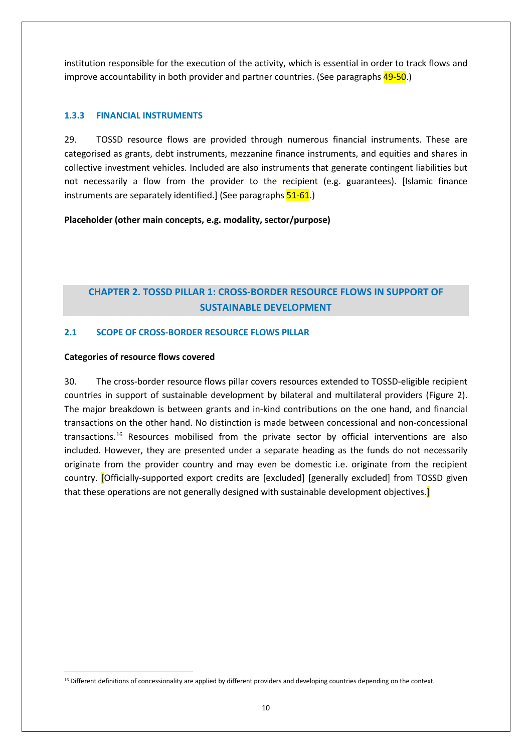institution responsible for the execution of the activity, which is essential in order to track flows and improve accountability in both provider and partner countries. (See paragraphs 49-50.)

### 1.3.3 FINANCIAL INSTRUMENTS

29. TOSSD resource flows are provided through numerous financial instruments. These are categorised as grants, debt instruments, mezzanine finance instruments, and equities and shares in collective investment vehicles. Included are also instruments that generate contingent liabilities but not necessarily a flow from the provider to the recipient (e.g. guarantees). [Islamic finance instruments are separately identified.] (See paragraphs 51-61.)

**Placeholder (other main concepts, e.g. modality, sector/purpose)**

# CHAPTER 2. TOSSD PILLAR 1: CROSS-BORDER RESOURCE FLOWS IN SUPPORT OF SUSTAINABLE DEVELOPMENT

## 2.1 SCOPE OF CROSS-BORDER RESOURCE FLOWS PILLAR

**Categories of resource flows covered**

30. The cross-border resource flows pillar covers resources extended to TOSSD-eligible recipient countries in support of sustainable development by bilateral and multilateral providers (Figure 2). The major breakdown is between grants and in-kind contributions on the one hand, and financial transactions on the other hand. No distinction is made between concessional and non-concessional transactions.[16] Resources mobilised from the private sector by official interventions are also included. However, they are presented under a separate heading as the funds do not necessarily originate from the provider country and may even be domestic i.e. originate from the recipient country. [Officially-supported export credits are [excluded] [generally excluded] from TOSSD given that these operations are not generally designed with sustainable development objectives.]

[16] Different definitions of concessionality are applied by different providers and developing countries depending on the context.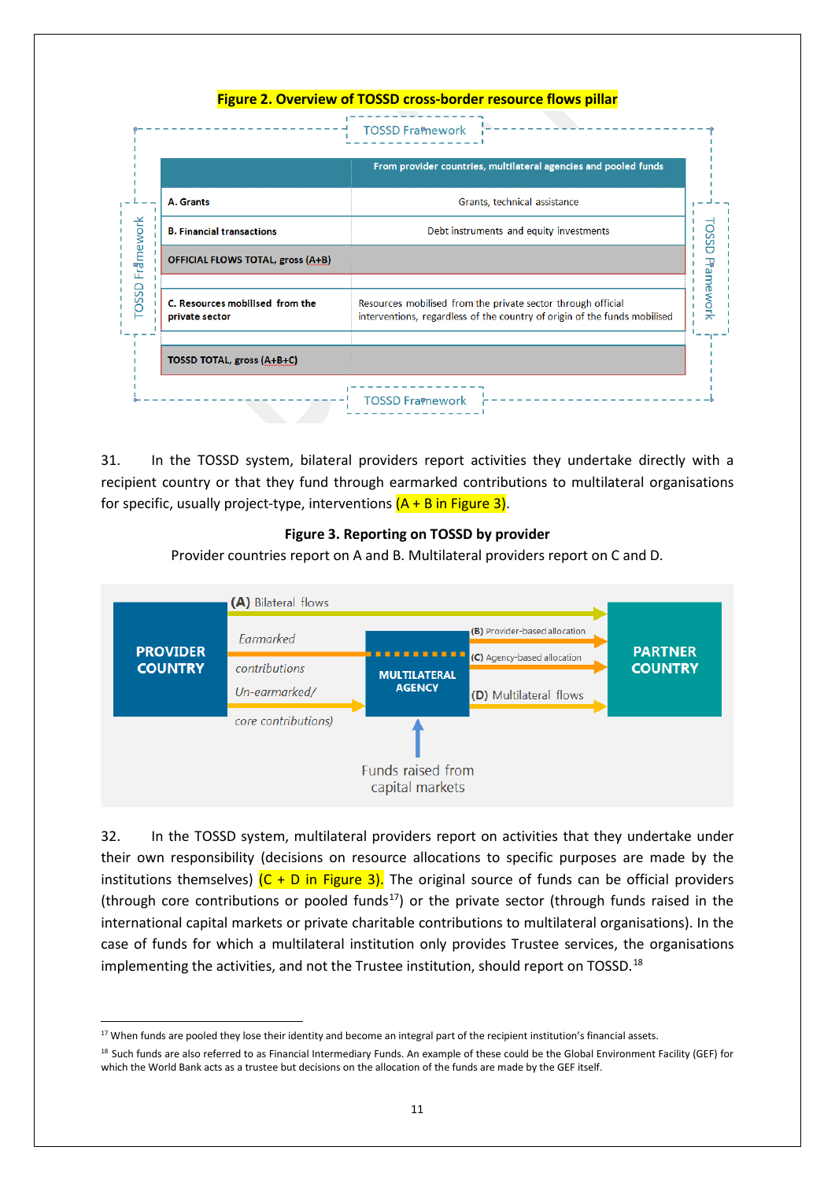**Figure 2. Overview of TOSSD cross-border resource flows pillar**

| | From provider countries, multilateral agencies and pooled funds |
|---|---|
| **A. Grants** | Grants, technical assistance |
| **B. Financial transactions** | Debt instruments and equity investments |
| **OFFICIAL FLOWS TOTAL, gross (A+B)** | |
| **C. Resources mobilised from the private sector** | Resources mobilised from the private sector through official interventions, regardless of the country of origin of the funds mobilised |
| **TOSSD TOTAL, gross (A+B+C)** | |

31. In the TOSSD system, bilateral providers report activities they undertake directly with a recipient country or that they fund through earmarked contributions to multilateral organisations for specific, usually project-type, interventions (A + B in Figure 3).

**Figure 3. Reporting on TOSSD by provider**

Provider countries report on A and B. Multilateral providers report on C and D.

PROVIDER COUNTRY → (A) Bilateral flows → PARTNER COUNTRY

PROVIDER COUNTRY → *Earmarked contributions* → MULTILATERAL AGENCY → (B) Provider-based allocation → PARTNER COUNTRY

MULTILATERAL AGENCY → (C) Agency-based allocation → PARTNER COUNTRY

PROVIDER COUNTRY → *Un-earmarked/ core contributions)* → MULTILATERAL AGENCY → (D) Multilateral flows → PARTNER COUNTRY

Funds raised from capital markets → MULTILATERAL AGENCY

32. In the TOSSD system, multilateral providers report on activities that they undertake under their own responsibility (decisions on resource allocations to specific purposes are made by the institutions themselves) (C + D in Figure 3). The original source of funds can be official providers (through core contributions or pooled funds[17]) or the private sector (through funds raised in the international capital markets or private charitable contributions to multilateral organisations). In the case of funds for which a multilateral institution only provides Trustee services, the organisations implementing the activities, and not the Trustee institution, should report on TOSSD.[18]

---

[17] When funds are pooled they lose their identity and become an integral part of the recipient institution's financial assets.

[18] Such funds are also referred to as Financial Intermediary Funds. An example of these could be the Global Environment Facility (GEF) for which the World Bank acts as a trustee but decisions on the allocation of the funds are made by the GEF itself.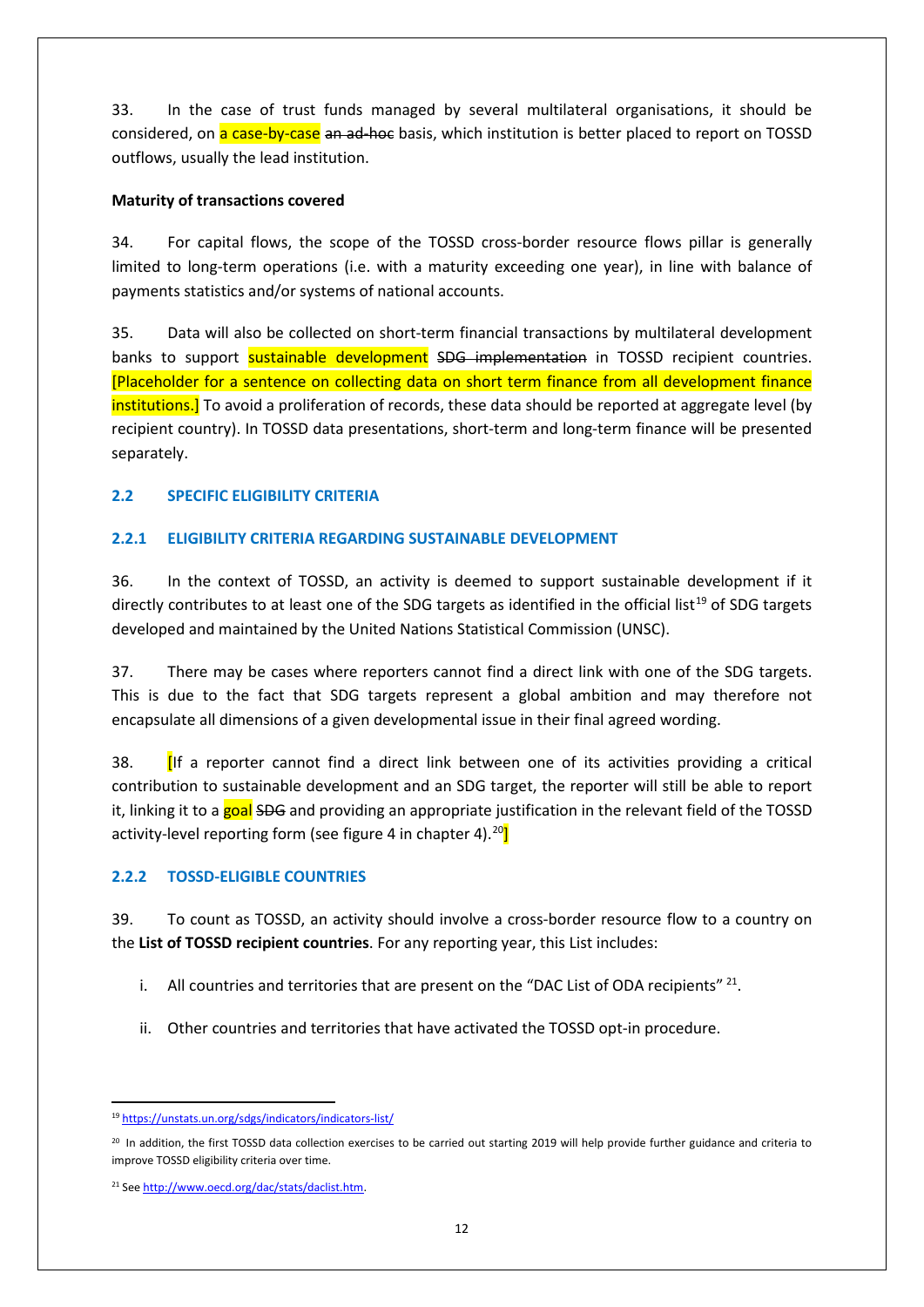33. In the case of trust funds managed by several multilateral organisations, it should be considered, on a case-by-case ~~an ad-hoc~~ basis, which institution is better placed to report on TOSSD outflows, usually the lead institution.

**Maturity of transactions covered**

34. For capital flows, the scope of the TOSSD cross-border resource flows pillar is generally limited to long-term operations (i.e. with a maturity exceeding one year), in line with balance of payments statistics and/or systems of national accounts.

35. Data will also be collected on short-term financial transactions by multilateral development banks to support sustainable development ~~SDG implementation~~ in TOSSD recipient countries. [Placeholder for a sentence on collecting data on short term finance from all development finance institutions.] To avoid a proliferation of records, these data should be reported at aggregate level (by recipient country). In TOSSD data presentations, short-term and long-term finance will be presented separately.

## 2.2 SPECIFIC ELIGIBILITY CRITERIA

### 2.2.1 ELIGIBILITY CRITERIA REGARDING SUSTAINABLE DEVELOPMENT

36. In the context of TOSSD, an activity is deemed to support sustainable development if it directly contributes to at least one of the SDG targets as identified in the official list[19] of SDG targets developed and maintained by the United Nations Statistical Commission (UNSC).

37. There may be cases where reporters cannot find a direct link with one of the SDG targets. This is due to the fact that SDG targets represent a global ambition and may therefore not encapsulate all dimensions of a given developmental issue in their final agreed wording.

38. [If a reporter cannot find a direct link between one of its activities providing a critical contribution to sustainable development and an SDG target, the reporter will still be able to report it, linking it to a goal ~~SDG~~ and providing an appropriate justification in the relevant field of the TOSSD activity-level reporting form (see figure 4 in chapter 4).[20]]

### 2.2.2 TOSSD-ELIGIBLE COUNTRIES

39. To count as TOSSD, an activity should involve a cross-border resource flow to a country on the **List of TOSSD recipient countries**. For any reporting year, this List includes:

i. All countries and territories that are present on the "DAC List of ODA recipients" [21].

ii. Other countries and territories that have activated the TOSSD opt-in procedure.

---

[19] https://unstats.un.org/sdgs/indicators/indicators-list/

[20] In addition, the first TOSSD data collection exercises to be carried out starting 2019 will help provide further guidance and criteria to improve TOSSD eligibility criteria over time.

[21] See http://www.oecd.org/dac/stats/daclist.htm.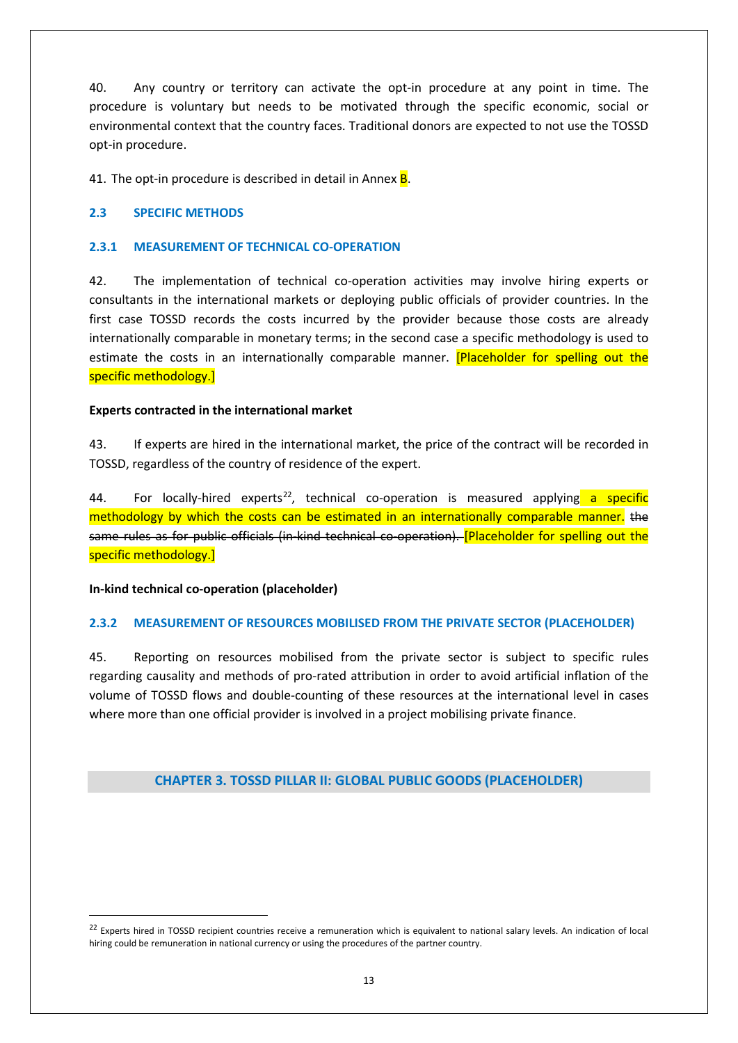40. Any country or territory can activate the opt-in procedure at any point in time. The procedure is voluntary but needs to be motivated through the specific economic, social or environmental context that the country faces. Traditional donors are expected to not use the TOSSD opt-in procedure.

41. The opt-in procedure is described in detail in Annex B.

## 2.3 SPECIFIC METHODS

### 2.3.1 MEASUREMENT OF TECHNICAL CO-OPERATION

42. The implementation of technical co-operation activities may involve hiring experts or consultants in the international markets or deploying public officials of provider countries. In the first case TOSSD records the costs incurred by the provider because those costs are already internationally comparable in monetary terms; in the second case a specific methodology is used to estimate the costs in an internationally comparable manner. [Placeholder for spelling out the specific methodology.]

**Experts contracted in the international market**

43. If experts are hired in the international market, the price of the contract will be recorded in TOSSD, regardless of the country of residence of the expert.

44. For locally-hired experts[22], technical co-operation is measured applying a specific methodology by which the costs can be estimated in an internationally comparable manner. ~~the same rules as for public officials (in-kind technical co-operation).~~ [Placeholder for spelling out the specific methodology.]

**In-kind technical co-operation (placeholder)**

### 2.3.2 MEASUREMENT OF RESOURCES MOBILISED FROM THE PRIVATE SECTOR (PLACEHOLDER)

45. Reporting on resources mobilised from the private sector is subject to specific rules regarding causality and methods of pro-rated attribution in order to avoid artificial inflation of the volume of TOSSD flows and double-counting of these resources at the international level in cases where more than one official provider is involved in a project mobilising private finance.

# CHAPTER 3. TOSSD PILLAR II: GLOBAL PUBLIC GOODS (PLACEHOLDER)

---

[22] Experts hired in TOSSD recipient countries receive a remuneration which is equivalent to national salary levels. An indication of local hiring could be remuneration in national currency or using the procedures of the partner country.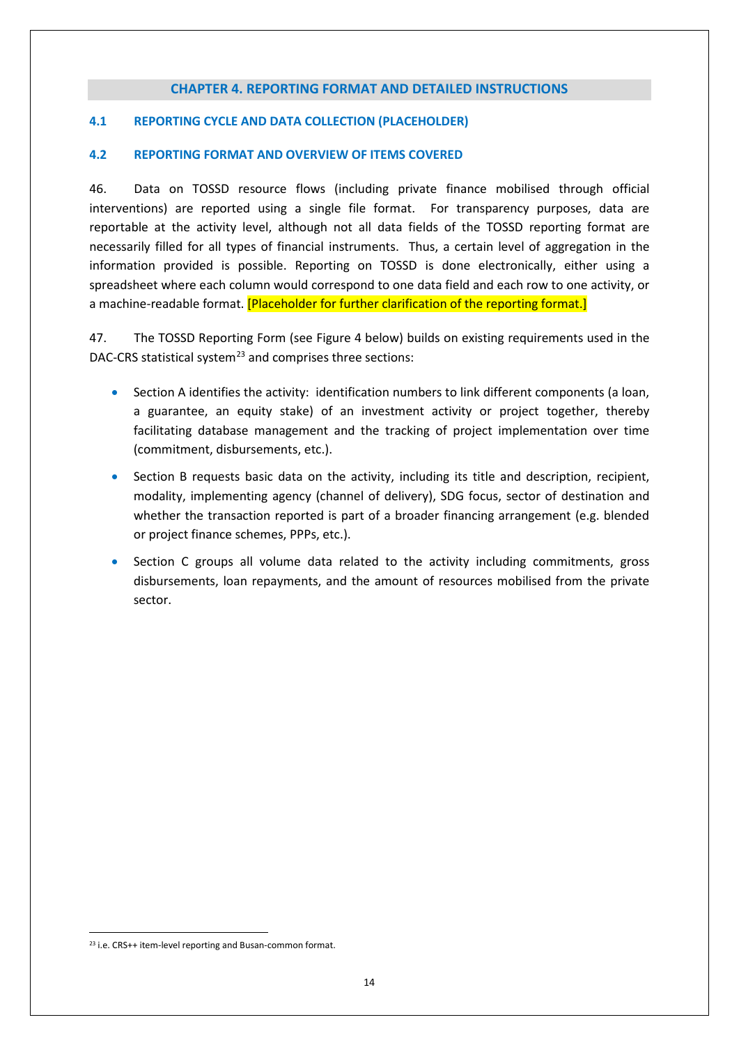## CHAPTER 4. REPORTING FORMAT AND DETAILED INSTRUCTIONS

### 4.1 REPORTING CYCLE AND DATA COLLECTION (PLACEHOLDER)

### 4.2 REPORTING FORMAT AND OVERVIEW OF ITEMS COVERED

46. Data on TOSSD resource flows (including private finance mobilised through official interventions) are reported using a single file format. For transparency purposes, data are reportable at the activity level, although not all data fields of the TOSSD reporting format are necessarily filled for all types of financial instruments. Thus, a certain level of aggregation in the information provided is possible. Reporting on TOSSD is done electronically, either using a spreadsheet where each column would correspond to one data field and each row to one activity, or a machine-readable format. [Placeholder for further clarification of the reporting format.]

47. The TOSSD Reporting Form (see Figure 4 below) builds on existing requirements used in the DAC-CRS statistical system[23] and comprises three sections:

- Section A identifies the activity: identification numbers to link different components (a loan, a guarantee, an equity stake) of an investment activity or project together, thereby facilitating database management and the tracking of project implementation over time (commitment, disbursements, etc.).
- Section B requests basic data on the activity, including its title and description, recipient, modality, implementing agency (channel of delivery), SDG focus, sector of destination and whether the transaction reported is part of a broader financing arrangement (e.g. blended or project finance schemes, PPPs, etc.).
- Section C groups all volume data related to the activity including commitments, gross disbursements, loan repayments, and the amount of resources mobilised from the private sector.

[23] i.e. CRS++ item-level reporting and Busan-common format.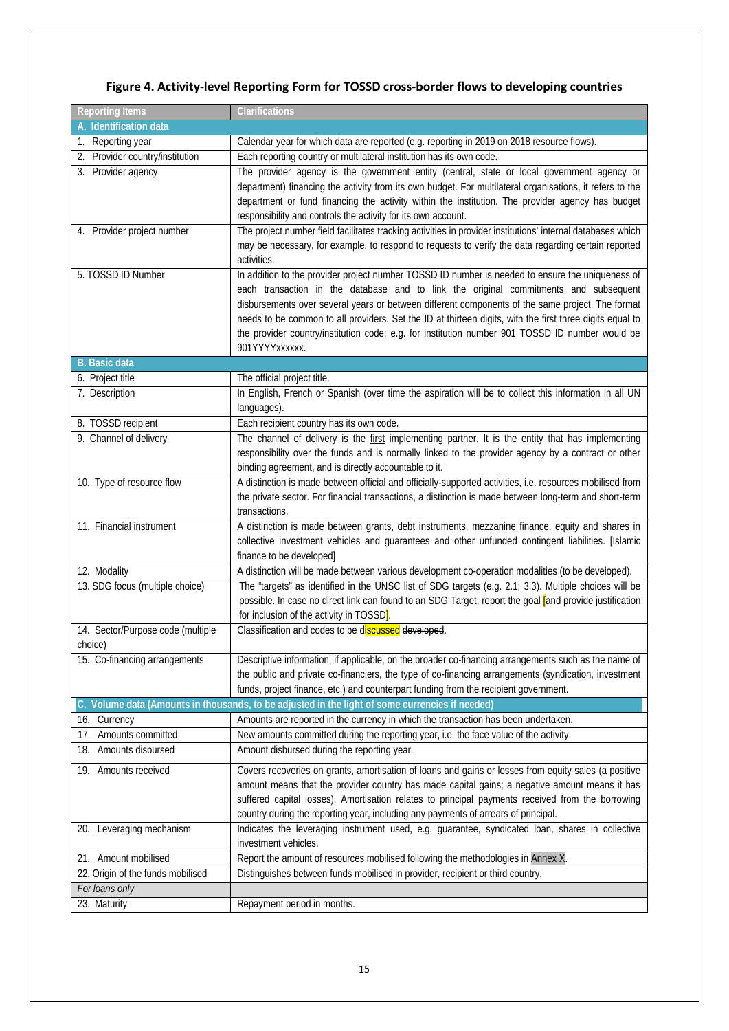## Figure 4. Activity-level Reporting Form for TOSSD cross-border flows to developing countries

| Reporting Items | Clarifications |
|---|---|
| **A. Identification data** | |
| 1. Reporting year | Calendar year for which data are reported (e.g. reporting in 2019 on 2018 resource flows). |
| 2. Provider country/institution | Each reporting country or multilateral institution has its own code. |
| 3. Provider agency | The provider agency is the government entity (central, state or local government agency or department) financing the activity from its own budget. For multilateral organisations, it refers to the department or fund financing the activity within the institution. The provider agency has budget responsibility and controls the activity for its own account. |
| 4. Provider project number | The project number field facilitates tracking activities in provider institutions' internal databases which may be necessary, for example, to respond to requests to verify the data regarding certain reported activities. |
| 5. TOSSD ID Number | In addition to the provider project number TOSSD ID number is needed to ensure the uniqueness of each transaction in the database and to link the original commitments and subsequent disbursements over several years or between different components of the same project. The format needs to be common to all providers. Set the ID at thirteen digits, with the first three digits equal to the provider country/institution code: e.g. for institution number 901 TOSSD ID number would be 901YYYYxxxxxx. |
| **B. Basic data** | |
| 6. Project title | The official project title. |
| 7. Description | In English, French or Spanish (over time the aspiration will be to collect this information in all UN languages). |
| 8. TOSSD recipient | Each recipient country has its own code. |
| 9. Channel of delivery | The channel of delivery is the first implementing partner. It is the entity that has implementing responsibility over the funds and is normally linked to the provider agency by a contract or other binding agreement, and is directly accountable to it. |
| 10. Type of resource flow | A distinction is made between official and officially-supported activities, i.e. resources mobilised from the private sector. For financial transactions, a distinction is made between long-term and short-term transactions. |
| 11. Financial instrument | A distinction is made between grants, debt instruments, mezzanine finance, equity and shares in collective investment vehicles and guarantees and other unfunded contingent liabilities. [Islamic finance to be developed] |
| 12. Modality | A distinction will be made between various development co-operation modalities (to be developed). |
| 13. SDG focus (multiple choice) | The "targets" as identified in the UNSC list of SDG targets (e.g. 2.1; 3.3). Multiple choices will be possible. In case no direct link can found to an SDG Target, report the goal [and provide justification for inclusion of the activity in TOSSD]. |
| 14. Sector/Purpose code (multiple choice) | Classification and codes to be discussed ~~developed~~. |
| 15. Co-financing arrangements | Descriptive information, if applicable, on the broader co-financing arrangements such as the name of the public and private co-financiers, the type of co-financing arrangements (syndication, investment funds, project finance, etc.) and counterpart funding from the recipient government. |
| **C. Volume data (Amounts in thousands, to be adjusted in the light of some currencies if needed)** | |
| 16. Currency | Amounts are reported in the currency in which the transaction has been undertaken. |
| 17. Amounts committed | New amounts committed during the reporting year, i.e. the face value of the activity. |
| 18. Amounts disbursed | Amount disbursed during the reporting year. |
| 19. Amounts received | Covers recoveries on grants, amortisation of loans and gains or losses from equity sales (a positive amount means that the provider country has made capital gains; a negative amount means it has suffered capital losses). Amortisation relates to principal payments received from the borrowing country during the reporting year, including any payments of arrears of principal. |
| 20. Leveraging mechanism | Indicates the leveraging instrument used, e.g. guarantee, syndicated loan, shares in collective investment vehicles. |
| 21. Amount mobilised | Report the amount of resources mobilised following the methodologies in Annex X. |
| 22. Origin of the funds mobilised | Distinguishes between funds mobilised in provider, recipient or third country. |
| *For loans only* | |
| 23. Maturity | Repayment period in months. |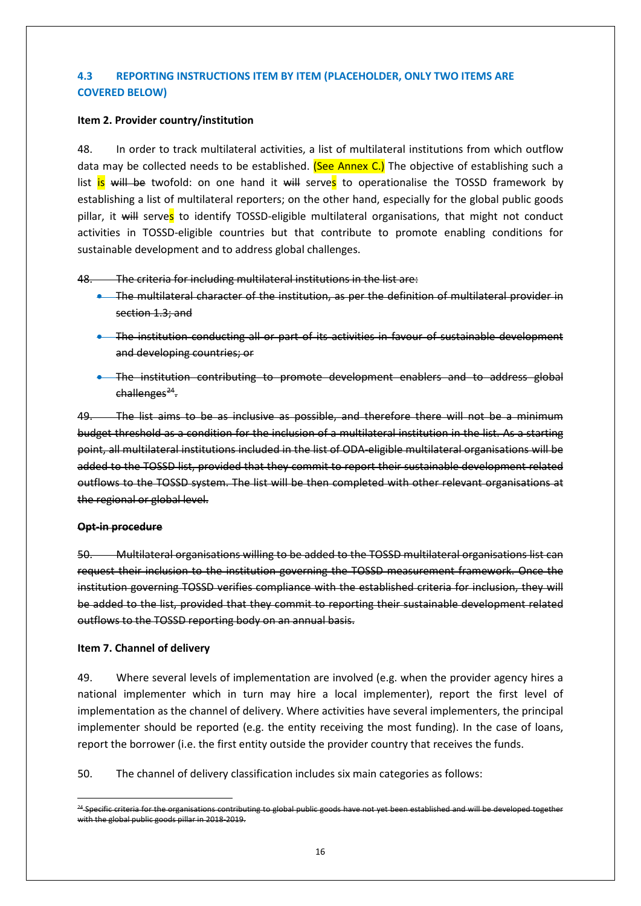### 4.3 REPORTING INSTRUCTIONS ITEM BY ITEM (PLACEHOLDER, ONLY TWO ITEMS ARE COVERED BELOW)

**Item 2. Provider country/institution**

48. In order to track multilateral activities, a list of multilateral institutions from which outflow data may be collected needs to be established. (See Annex C.) The objective of establishing such a list is ~~will be~~ twofold: on one hand it ~~will~~ serves to operationalise the TOSSD framework by establishing a list of multilateral reporters; on the other hand, especially for the global public goods pillar, it ~~will~~ serves to identify TOSSD-eligible multilateral organisations, that might not conduct activities in TOSSD-eligible countries but that contribute to promote enabling conditions for sustainable development and to address global challenges.

~~48. The criteria for including multilateral institutions in the list are:~~

- ~~The multilateral character of the institution, as per the definition of multilateral provider in section 1.3; and~~
- ~~The institution conducting all or part of its activities in favour of sustainable development and developing countries; or~~
- ~~The institution contributing to promote development enablers and to address global challenges[24].~~

~~49. The list aims to be as inclusive as possible, and therefore there will not be a minimum budget threshold as a condition for the inclusion of a multilateral institution in the list. As a starting point, all multilateral institutions included in the list of ODA-eligible multilateral organisations will be added to the TOSSD list, provided that they commit to report their sustainable development related outflows to the TOSSD system. The list will be then completed with other relevant organisations at the regional or global level.~~

~~**Opt-in procedure**~~

~~50. Multilateral organisations willing to be added to the TOSSD multilateral organisations list can request their inclusion to the institution governing the TOSSD measurement framework. Once the institution governing TOSSD verifies compliance with the established criteria for inclusion, they will be added to the list, provided that they commit to reporting their sustainable development related outflows to the TOSSD reporting body on an annual basis.~~

**Item 7. Channel of delivery**

49. Where several levels of implementation are involved (e.g. when the provider agency hires a national implementer which in turn may hire a local implementer), report the first level of implementation as the channel of delivery. Where activities have several implementers, the principal implementer should be reported (e.g. the entity receiving the most funding). In the case of loans, report the borrower (i.e. the first entity outside the provider country that receives the funds.

50. The channel of delivery classification includes six main categories as follows:

---

~~[24] Specific criteria for the organisations contributing to global public goods have not yet been established and will be developed together with the global public goods pillar in 2018-2019.~~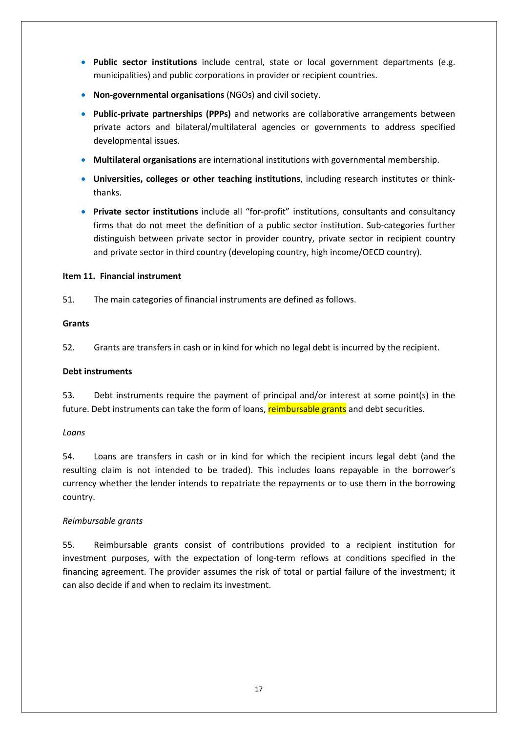- **Public sector institutions** include central, state or local government departments (e.g. municipalities) and public corporations in provider or recipient countries.
- **Non-governmental organisations** (NGOs) and civil society.
- **Public-private partnerships (PPPs)** and networks are collaborative arrangements between private actors and bilateral/multilateral agencies or governments to address specified developmental issues.
- **Multilateral organisations** are international institutions with governmental membership.
- **Universities, colleges or other teaching institutions**, including research institutes or think-thanks.
- **Private sector institutions** include all "for-profit" institutions, consultants and consultancy firms that do not meet the definition of a public sector institution. Sub-categories further distinguish between private sector in provider country, private sector in recipient country and private sector in third country (developing country, high income/OECD country).

**Item 11. Financial instrument**

51. The main categories of financial instruments are defined as follows.

**Grants**

52. Grants are transfers in cash or in kind for which no legal debt is incurred by the recipient.

**Debt instruments**

53. Debt instruments require the payment of principal and/or interest at some point(s) in the future. Debt instruments can take the form of loans, reimbursable grants and debt securities.

*Loans*

54. Loans are transfers in cash or in kind for which the recipient incurs legal debt (and the resulting claim is not intended to be traded). This includes loans repayable in the borrower's currency whether the lender intends to repatriate the repayments or to use them in the borrowing country.

*Reimbursable grants*

55. Reimbursable grants consist of contributions provided to a recipient institution for investment purposes, with the expectation of long-term reflows at conditions specified in the financing agreement. The provider assumes the risk of total or partial failure of the investment; it can also decide if and when to reclaim its investment.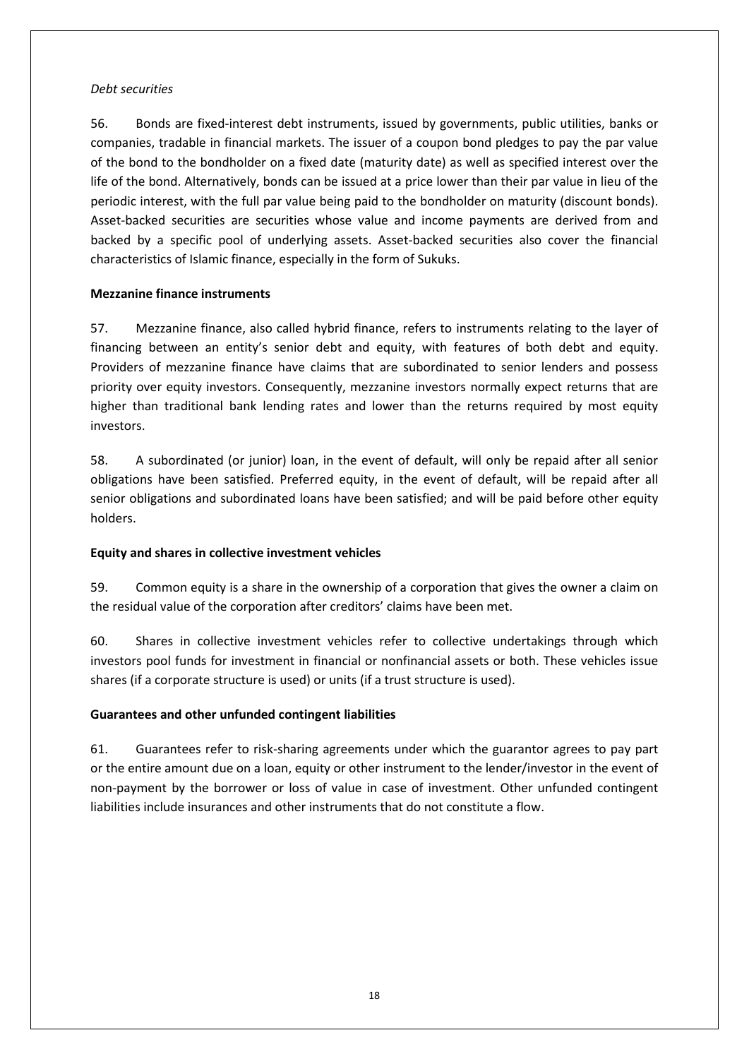*Debt securities*

56. Bonds are fixed-interest debt instruments, issued by governments, public utilities, banks or companies, tradable in financial markets. The issuer of a coupon bond pledges to pay the par value of the bond to the bondholder on a fixed date (maturity date) as well as specified interest over the life of the bond. Alternatively, bonds can be issued at a price lower than their par value in lieu of the periodic interest, with the full par value being paid to the bondholder on maturity (discount bonds). Asset-backed securities are securities whose value and income payments are derived from and backed by a specific pool of underlying assets. Asset-backed securities also cover the financial characteristics of Islamic finance, especially in the form of Sukuks.

**Mezzanine finance instruments**

57. Mezzanine finance, also called hybrid finance, refers to instruments relating to the layer of financing between an entity's senior debt and equity, with features of both debt and equity. Providers of mezzanine finance have claims that are subordinated to senior lenders and possess priority over equity investors. Consequently, mezzanine investors normally expect returns that are higher than traditional bank lending rates and lower than the returns required by most equity investors.

58. A subordinated (or junior) loan, in the event of default, will only be repaid after all senior obligations have been satisfied. Preferred equity, in the event of default, will be repaid after all senior obligations and subordinated loans have been satisfied; and will be paid before other equity holders.

**Equity and shares in collective investment vehicles**

59. Common equity is a share in the ownership of a corporation that gives the owner a claim on the residual value of the corporation after creditors' claims have been met.

60. Shares in collective investment vehicles refer to collective undertakings through which investors pool funds for investment in financial or nonfinancial assets or both. These vehicles issue shares (if a corporate structure is used) or units (if a trust structure is used).

**Guarantees and other unfunded contingent liabilities**

61. Guarantees refer to risk-sharing agreements under which the guarantor agrees to pay part or the entire amount due on a loan, equity or other instrument to the lender/investor in the event of non-payment by the borrower or loss of value in case of investment. Other unfunded contingent liabilities include insurances and other instruments that do not constitute a flow.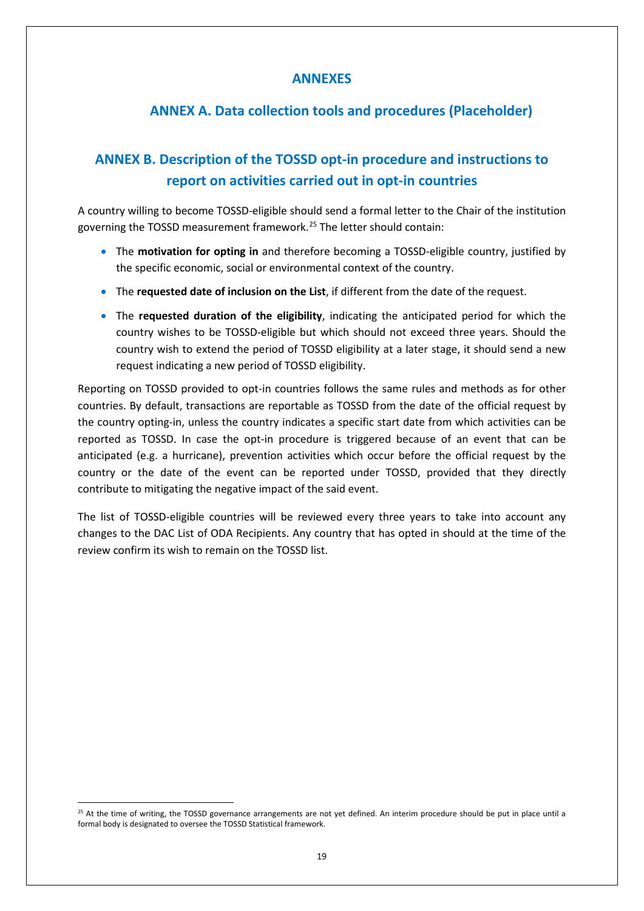# ANNEXES

## ANNEX A. Data collection tools and procedures (Placeholder)

## ANNEX B. Description of the TOSSD opt-in procedure and instructions to report on activities carried out in opt-in countries

A country willing to become TOSSD-eligible should send a formal letter to the Chair of the institution governing the TOSSD measurement framework.[25] The letter should contain:

- The **motivation for opting in** and therefore becoming a TOSSD-eligible country, justified by the specific economic, social or environmental context of the country.
- The **requested date of inclusion on the List**, if different from the date of the request.
- The **requested duration of the eligibility**, indicating the anticipated period for which the country wishes to be TOSSD-eligible but which should not exceed three years. Should the country wish to extend the period of TOSSD eligibility at a later stage, it should send a new request indicating a new period of TOSSD eligibility.

Reporting on TOSSD provided to opt-in countries follows the same rules and methods as for other countries. By default, transactions are reportable as TOSSD from the date of the official request by the country opting-in, unless the country indicates a specific start date from which activities can be reported as TOSSD. In case the opt-in procedure is triggered because of an event that can be anticipated (e.g. a hurricane), prevention activities which occur before the official request by the country or the date of the event can be reported under TOSSD, provided that they directly contribute to mitigating the negative impact of the said event.

The list of TOSSD-eligible countries will be reviewed every three years to take into account any changes to the DAC List of ODA Recipients. Any country that has opted in should at the time of the review confirm its wish to remain on the TOSSD list.

[25] At the time of writing, the TOSSD governance arrangements are not yet defined. An interim procedure should be put in place until a formal body is designated to oversee the TOSSD Statistical framework.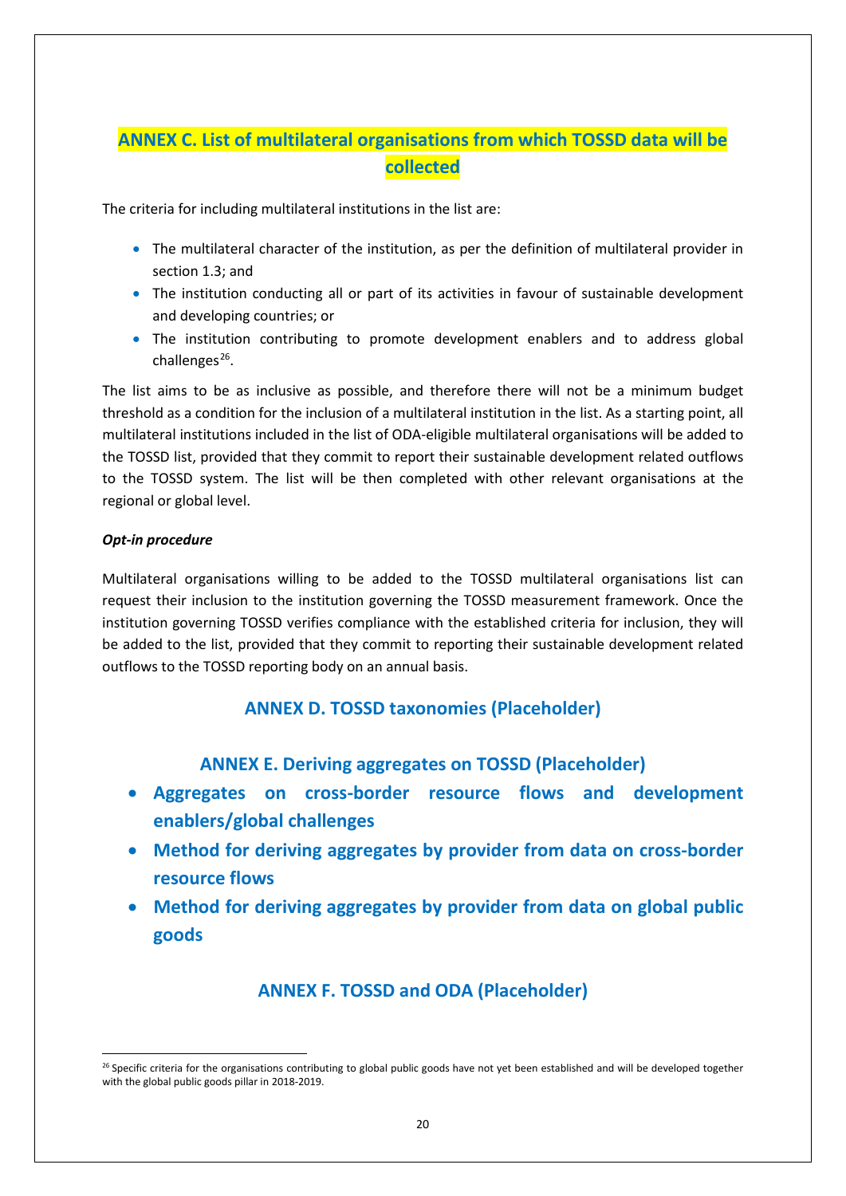## ANNEX C. List of multilateral organisations from which TOSSD data will be collected

The criteria for including multilateral institutions in the list are:

- The multilateral character of the institution, as per the definition of multilateral provider in section 1.3; and
- The institution conducting all or part of its activities in favour of sustainable development and developing countries; or
- The institution contributing to promote development enablers and to address global challenges[26].

The list aims to be as inclusive as possible, and therefore there will not be a minimum budget threshold as a condition for the inclusion of a multilateral institution in the list. As a starting point, all multilateral institutions included in the list of ODA-eligible multilateral organisations will be added to the TOSSD list, provided that they commit to report their sustainable development related outflows to the TOSSD system. The list will be then completed with other relevant organisations at the regional or global level.

***Opt-in procedure***

Multilateral organisations willing to be added to the TOSSD multilateral organisations list can request their inclusion to the institution governing the TOSSD measurement framework. Once the institution governing TOSSD verifies compliance with the established criteria for inclusion, they will be added to the list, provided that they commit to reporting their sustainable development related outflows to the TOSSD reporting body on an annual basis.

## ANNEX D. TOSSD taxonomies (Placeholder)

## ANNEX E. Deriving aggregates on TOSSD (Placeholder)

- **Aggregates on cross-border resource flows and development enablers/global challenges**
- **Method for deriving aggregates by provider from data on cross-border resource flows**
- **Method for deriving aggregates by provider from data on global public goods**

## ANNEX F. TOSSD and ODA (Placeholder)

[26] Specific criteria for the organisations contributing to global public goods have not yet been established and will be developed together with the global public goods pillar in 2018-2019.